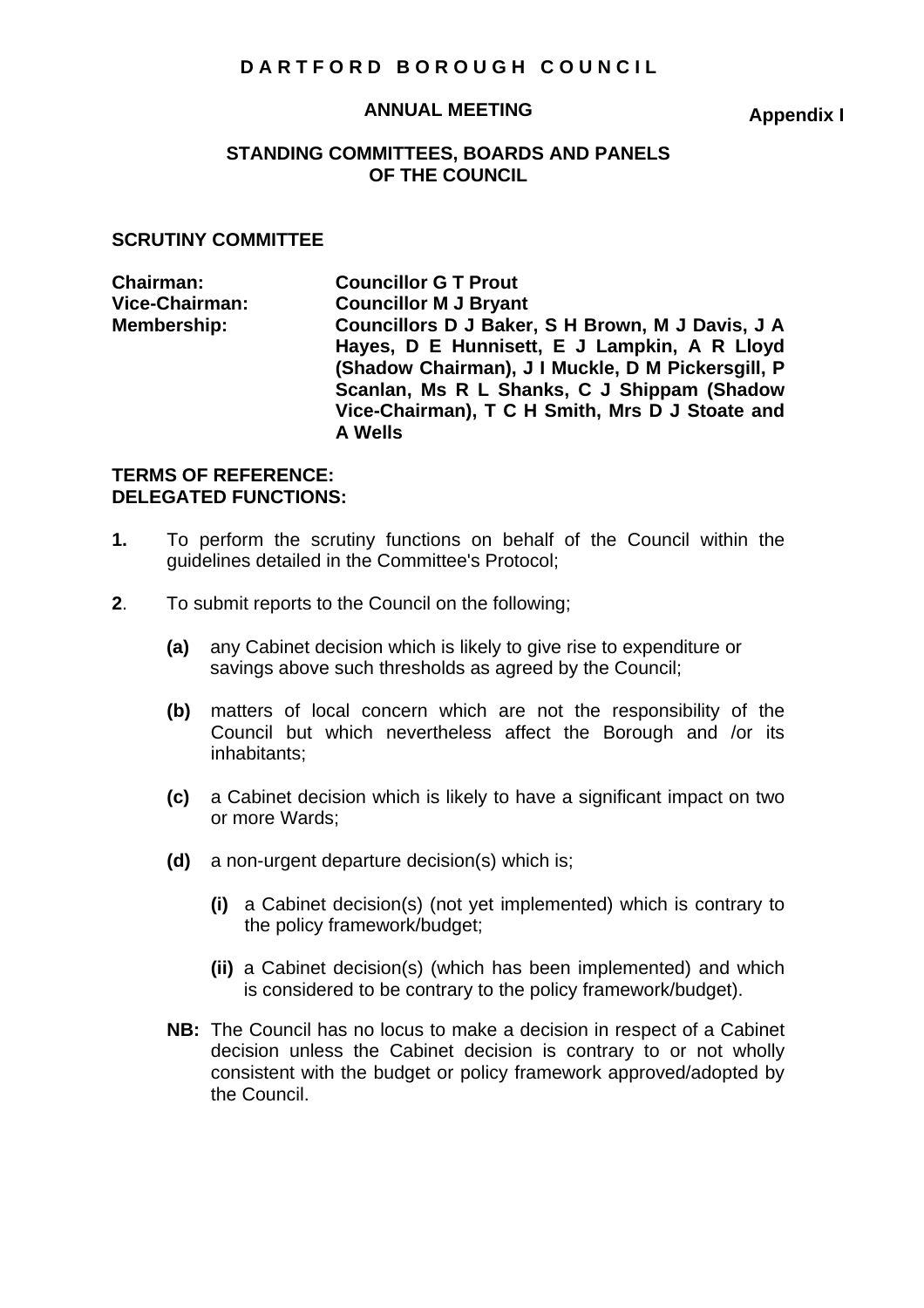# DARTFORD BOROUGH COUNCIL

## ANNUAL MEETING

**Appendix I**

## STANDING COMMITTEES, BOARDS AND PANELS OF THE COUNCIL

### SCRUTINY COMMITTEE

**Chairman:** Councillor G T Prout
**Vice-Chairman:** Councillor M J Bryant
**Membership:** Councillors D J Baker, S H Brown, M J Davis, J A Hayes, D E Hunnisett, E J Lampkin, A R Lloyd (Shadow Chairman), J I Muckle, D M Pickersgill, P Scanlan, Ms R L Shanks, C J Shippam (Shadow Vice-Chairman), T C H Smith, Mrs D J Stoate and A Wells

**TERMS OF REFERENCE:**
**DELEGATED FUNCTIONS:**

**1.** To perform the scrutiny functions on behalf of the Council within the guidelines detailed in the Committee's Protocol;

**2**. To submit reports to the Council on the following;

**(a)** any Cabinet decision which is likely to give rise to expenditure or savings above such thresholds as agreed by the Council;

**(b)** matters of local concern which are not the responsibility of the Council but which nevertheless affect the Borough and /or its inhabitants;

**(c)** a Cabinet decision which is likely to have a significant impact on two or more Wards;

**(d)** a non-urgent departure decision(s) which is;

**(i)** a Cabinet decision(s) (not yet implemented) which is contrary to the policy framework/budget;

**(ii)** a Cabinet decision(s) (which has been implemented) and which is considered to be contrary to the policy framework/budget).

**NB:** The Council has no locus to make a decision in respect of a Cabinet decision unless the Cabinet decision is contrary to or not wholly consistent with the budget or policy framework approved/adopted by the Council.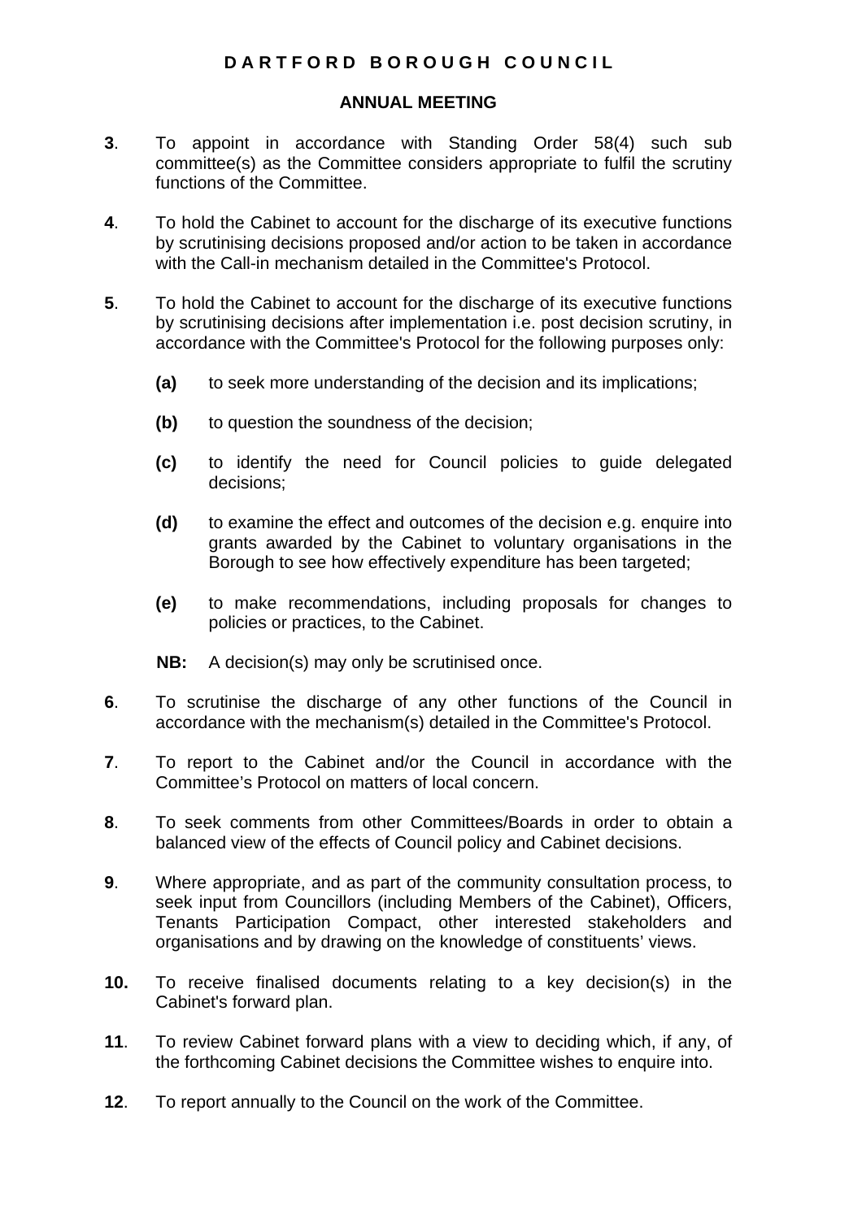**D A R T F O R D B O R O U G H C O U N C I L**

**ANNUAL MEETING**

**3**. To appoint in accordance with Standing Order 58(4) such sub committee(s) as the Committee considers appropriate to fulfil the scrutiny functions of the Committee.

**4**. To hold the Cabinet to account for the discharge of its executive functions by scrutinising decisions proposed and/or action to be taken in accordance with the Call-in mechanism detailed in the Committee's Protocol.

**5**. To hold the Cabinet to account for the discharge of its executive functions by scrutinising decisions after implementation i.e. post decision scrutiny, in accordance with the Committee's Protocol for the following purposes only:

- **(a)** to seek more understanding of the decision and its implications;
- **(b)** to question the soundness of the decision;
- **(c)** to identify the need for Council policies to guide delegated decisions;
- **(d)** to examine the effect and outcomes of the decision e.g. enquire into grants awarded by the Cabinet to voluntary organisations in the Borough to see how effectively expenditure has been targeted;
- **(e)** to make recommendations, including proposals for changes to policies or practices, to the Cabinet.

**NB:** A decision(s) may only be scrutinised once.

**6**. To scrutinise the discharge of any other functions of the Council in accordance with the mechanism(s) detailed in the Committee's Protocol.

**7**. To report to the Cabinet and/or the Council in accordance with the Committee's Protocol on matters of local concern.

**8**. To seek comments from other Committees/Boards in order to obtain a balanced view of the effects of Council policy and Cabinet decisions.

**9**. Where appropriate, and as part of the community consultation process, to seek input from Councillors (including Members of the Cabinet), Officers, Tenants Participation Compact, other interested stakeholders and organisations and by drawing on the knowledge of constituents' views.

**10.** To receive finalised documents relating to a key decision(s) in the Cabinet's forward plan.

**11**. To review Cabinet forward plans with a view to deciding which, if any, of the forthcoming Cabinet decisions the Committee wishes to enquire into.

**12**. To report annually to the Council on the work of the Committee.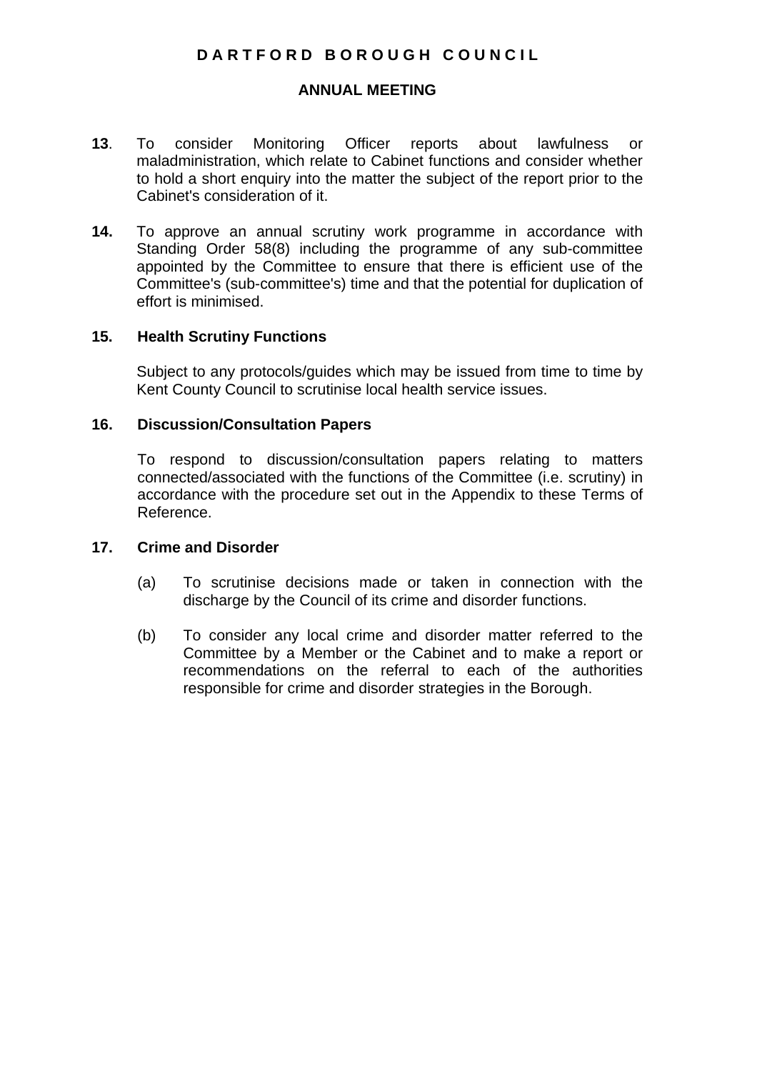**13**. To consider Monitoring Officer reports about lawfulness or maladministration, which relate to Cabinet functions and consider whether to hold a short enquiry into the matter the subject of the report prior to the Cabinet's consideration of it.

**14.** To approve an annual scrutiny work programme in accordance with Standing Order 58(8) including the programme of any sub-committee appointed by the Committee to ensure that there is efficient use of the Committee's (sub-committee's) time and that the potential for duplication of effort is minimised.

**15. Health Scrutiny Functions**

Subject to any protocols/guides which may be issued from time to time by Kent County Council to scrutinise local health service issues.

**16. Discussion/Consultation Papers**

To respond to discussion/consultation papers relating to matters connected/associated with the functions of the Committee (i.e. scrutiny) in accordance with the procedure set out in the Appendix to these Terms of Reference.

**17. Crime and Disorder**

(a) To scrutinise decisions made or taken in connection with the discharge by the Council of its crime and disorder functions.

(b) To consider any local crime and disorder matter referred to the Committee by a Member or the Cabinet and to make a report or recommendations on the referral to each of the authorities responsible for crime and disorder strategies in the Borough.